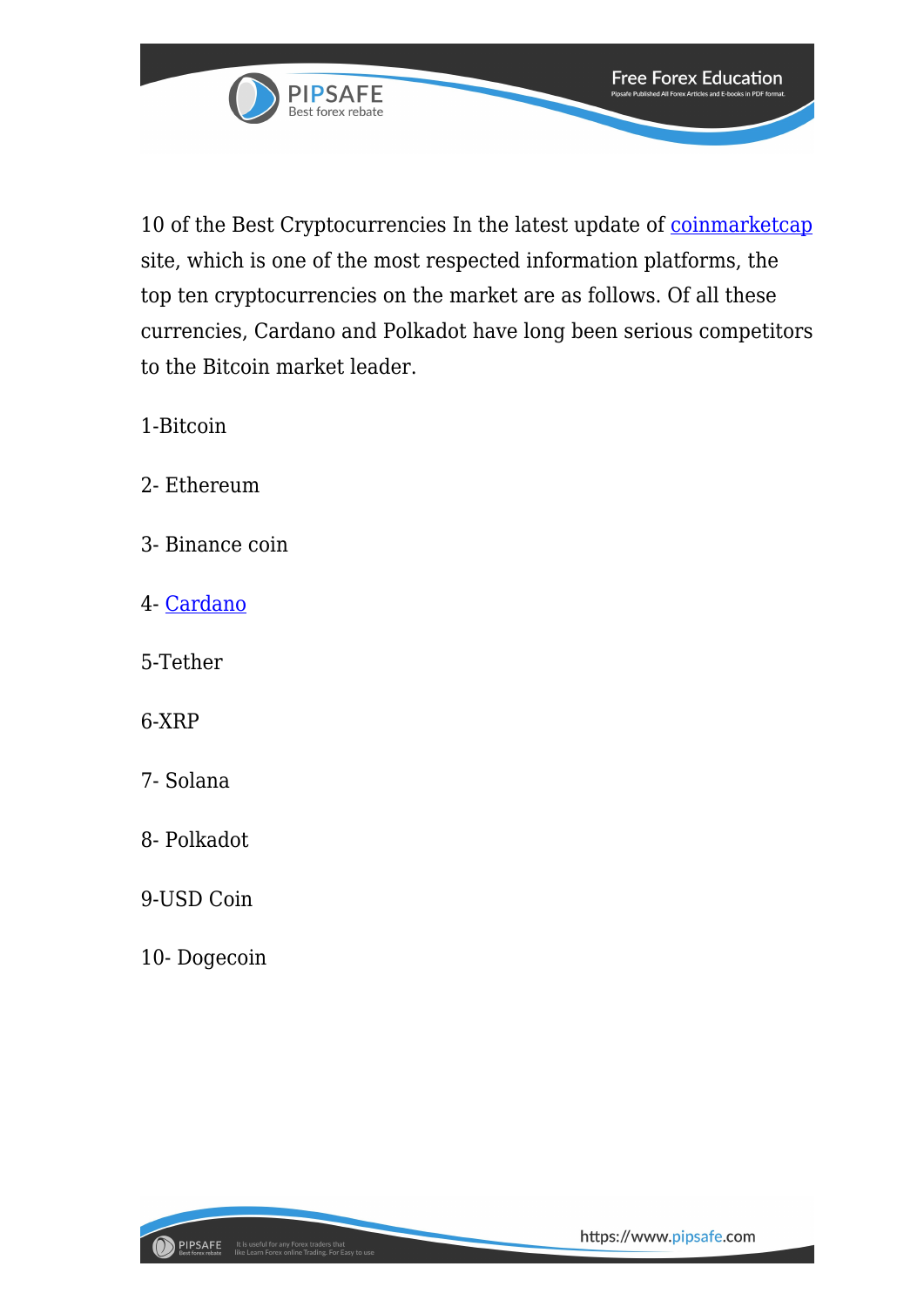10 of the Best Cryptocurrencies In the latest update of coinmarketcap site, which is one of the most respected information platforms, the top ten cryptocurrencies on the market are as follows. Of all these currencies, Cardano and Polkadot have long been serious competitors to the Bitcoin market leader.

1-Bitcoin

2- Ethereum

3- Binance coin

4- Cardano

5-Tether

6-XRP

7- Solana

8- Polkadot

9-USD Coin

10- Dogecoin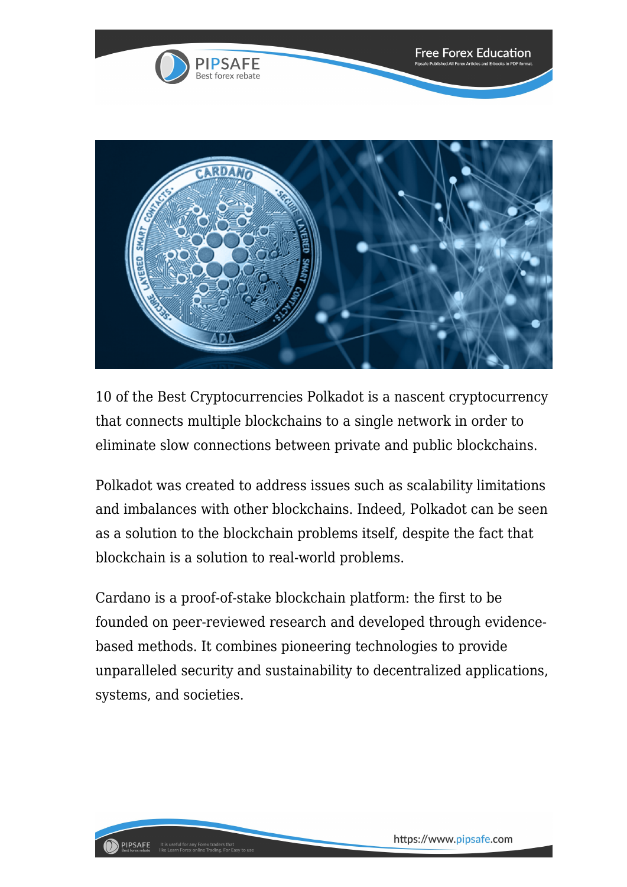10 of the Best Cryptocurrencies Polkadot is a nascent cryptocurrency that connects multiple blockchains to a single network in order to eliminate slow connections between private and public blockchains.

Polkadot was created to address issues such as scalability limitations and imbalances with other blockchains. Indeed, Polkadot can be seen as a solution to the blockchain problems itself, despite the fact that blockchain is a solution to real-world problems.

Cardano is a proof-of-stake blockchain platform: the first to be founded on peer-reviewed research and developed through evidence-based methods. It combines pioneering technologies to provide unparalleled security and sustainability to decentralized applications, systems, and societies.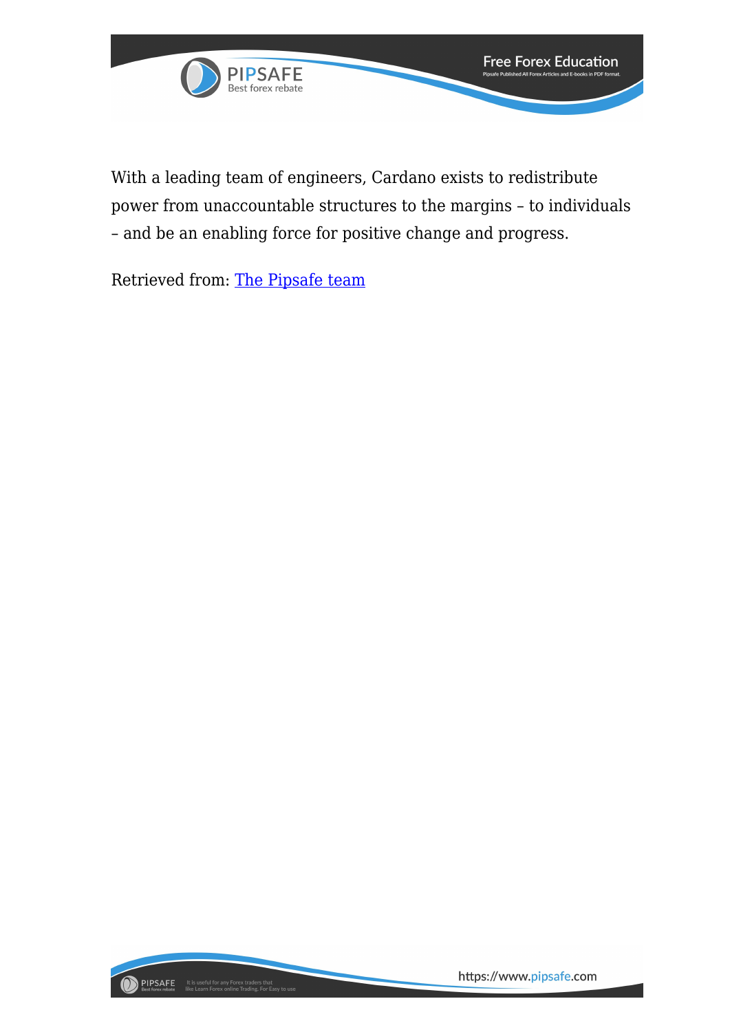With a leading team of engineers, Cardano exists to redistribute power from unaccountable structures to the margins – to individuals – and be an enabling force for positive change and progress.

Retrieved from: [The Pipsafe team]